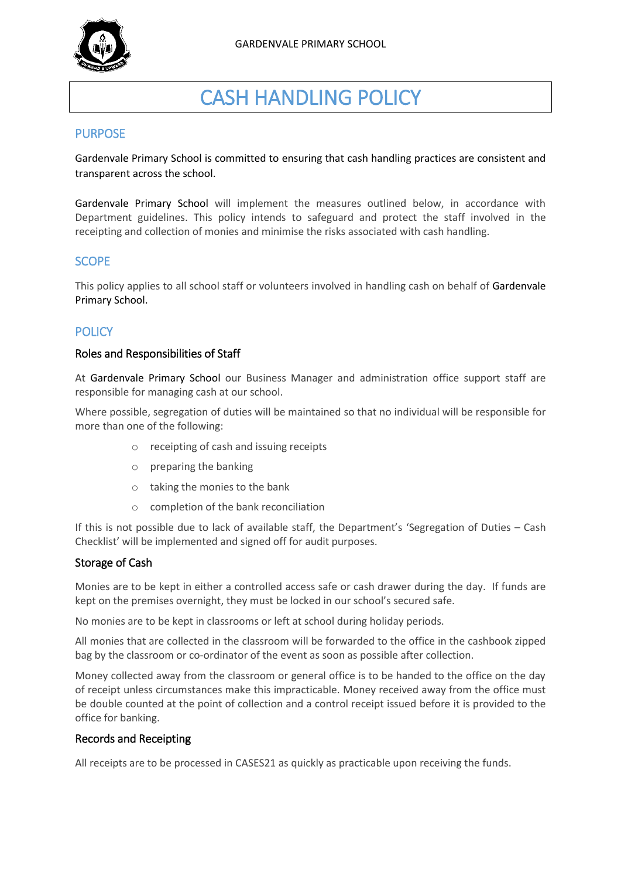# CASH HANDLING POLICY

## PURPOSE

Gardenvale Primary School is committed to ensuring that cash handling practices are consistent and transparent across the school.

Gardenvale Primary School will implement the measures outlined below, in accordance with Department guidelines. This policy intends to safeguard and protect the staff involved in the receipting and collection of monies and minimise the risks associated with cash handling.

## SCOPE

This policy applies to all school staff or volunteers involved in handling cash on behalf of Gardenvale Primary School.

## POLICY

### Roles and Responsibilities of Staff

At Gardenvale Primary School our Business Manager and administration office support staff are responsible for managing cash at our school.

Where possible, segregation of duties will be maintained so that no individual will be responsible for more than one of the following:

- receipting of cash and issuing receipts
- preparing the banking
- taking the monies to the bank
- completion of the bank reconciliation

If this is not possible due to lack of available staff, the Department's 'Segregation of Duties – Cash Checklist' will be implemented and signed off for audit purposes.

### Storage of Cash

Monies are to be kept in either a controlled access safe or cash drawer during the day. If funds are kept on the premises overnight, they must be locked in our school's secured safe.

No monies are to be kept in classrooms or left at school during holiday periods.

All monies that are collected in the classroom will be forwarded to the office in the cashbook zipped bag by the classroom or co-ordinator of the event as soon as possible after collection.

Money collected away from the classroom or general office is to be handed to the office on the day of receipt unless circumstances make this impracticable. Money received away from the office must be double counted at the point of collection and a control receipt issued before it is provided to the office for banking.

### Records and Receipting

All receipts are to be processed in CASES21 as quickly as practicable upon receiving the funds.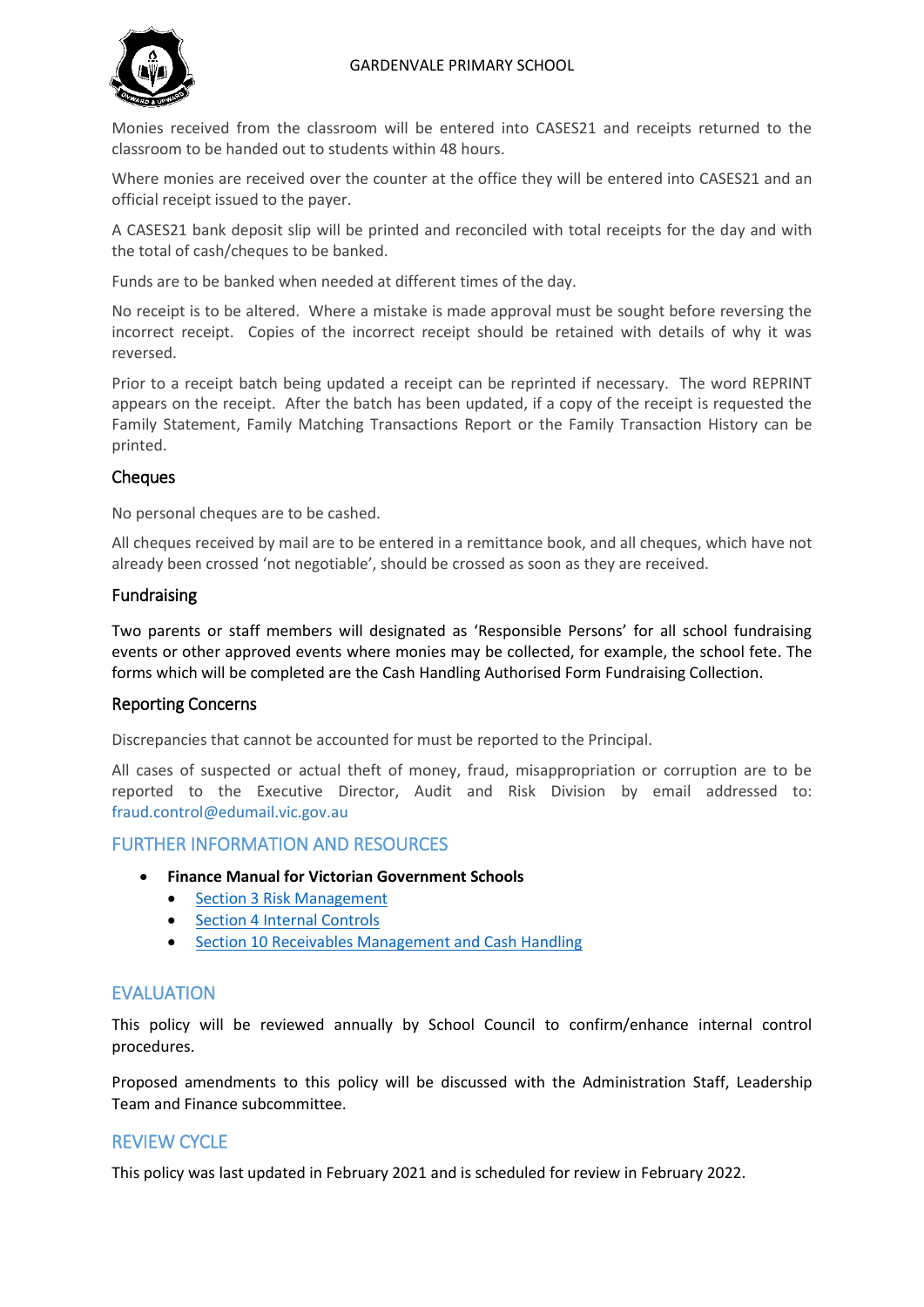Monies received from the classroom will be entered into CASES21 and receipts returned to the classroom to be handed out to students within 48 hours.

Where monies are received over the counter at the office they will be entered into CASES21 and an official receipt issued to the payer.

A CASES21 bank deposit slip will be printed and reconciled with total receipts for the day and with the total of cash/cheques to be banked.

Funds are to be banked when needed at different times of the day.

No receipt is to be altered. Where a mistake is made approval must be sought before reversing the incorrect receipt. Copies of the incorrect receipt should be retained with details of why it was reversed.

Prior to a receipt batch being updated a receipt can be reprinted if necessary. The word REPRINT appears on the receipt. After the batch has been updated, if a copy of the receipt is requested the Family Statement, Family Matching Transactions Report or the Family Transaction History can be printed.

### Cheques

No personal cheques are to be cashed.

All cheques received by mail are to be entered in a remittance book, and all cheques, which have not already been crossed 'not negotiable', should be crossed as soon as they are received.

### Fundraising

Two parents or staff members will designated as 'Responsible Persons' for all school fundraising events or other approved events where monies may be collected, for example, the school fete. The forms which will be completed are the Cash Handling Authorised Form Fundraising Collection.

### Reporting Concerns

Discrepancies that cannot be accounted for must be reported to the Principal.

All cases of suspected or actual theft of money, fraud, misappropriation or corruption are to be reported to the Executive Director, Audit and Risk Division by email addressed to: fraud.control@edumail.vic.gov.au

## FURTHER INFORMATION AND RESOURCES

- **Finance Manual for Victorian Government Schools**
  - Section 3 Risk Management
  - Section 4 Internal Controls
  - Section 10 Receivables Management and Cash Handling

## EVALUATION

This policy will be reviewed annually by School Council to confirm/enhance internal control procedures.

Proposed amendments to this policy will be discussed with the Administration Staff, Leadership Team and Finance subcommittee.

## REVIEW CYCLE

This policy was last updated in February 2021 and is scheduled for review in February 2022.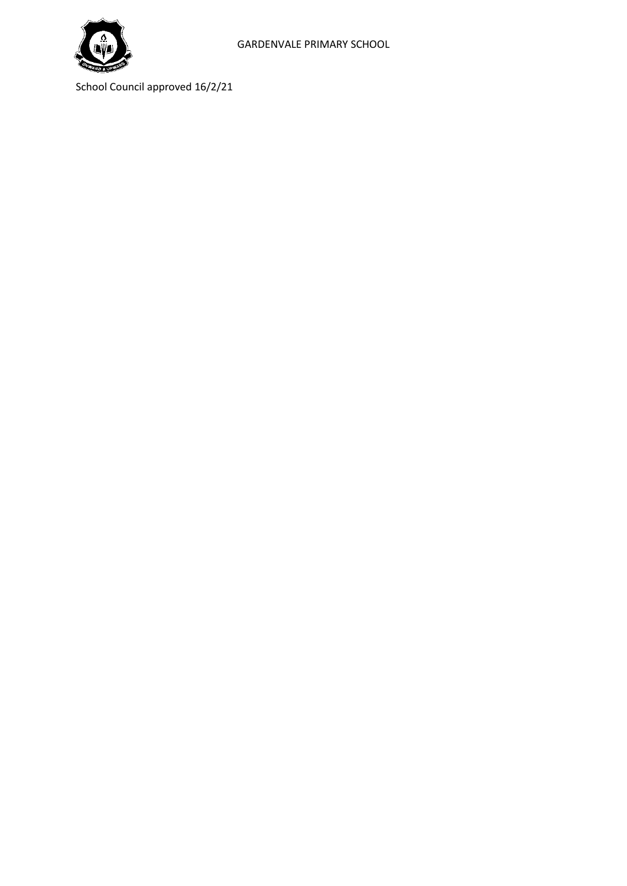School Council approved 16/2/21